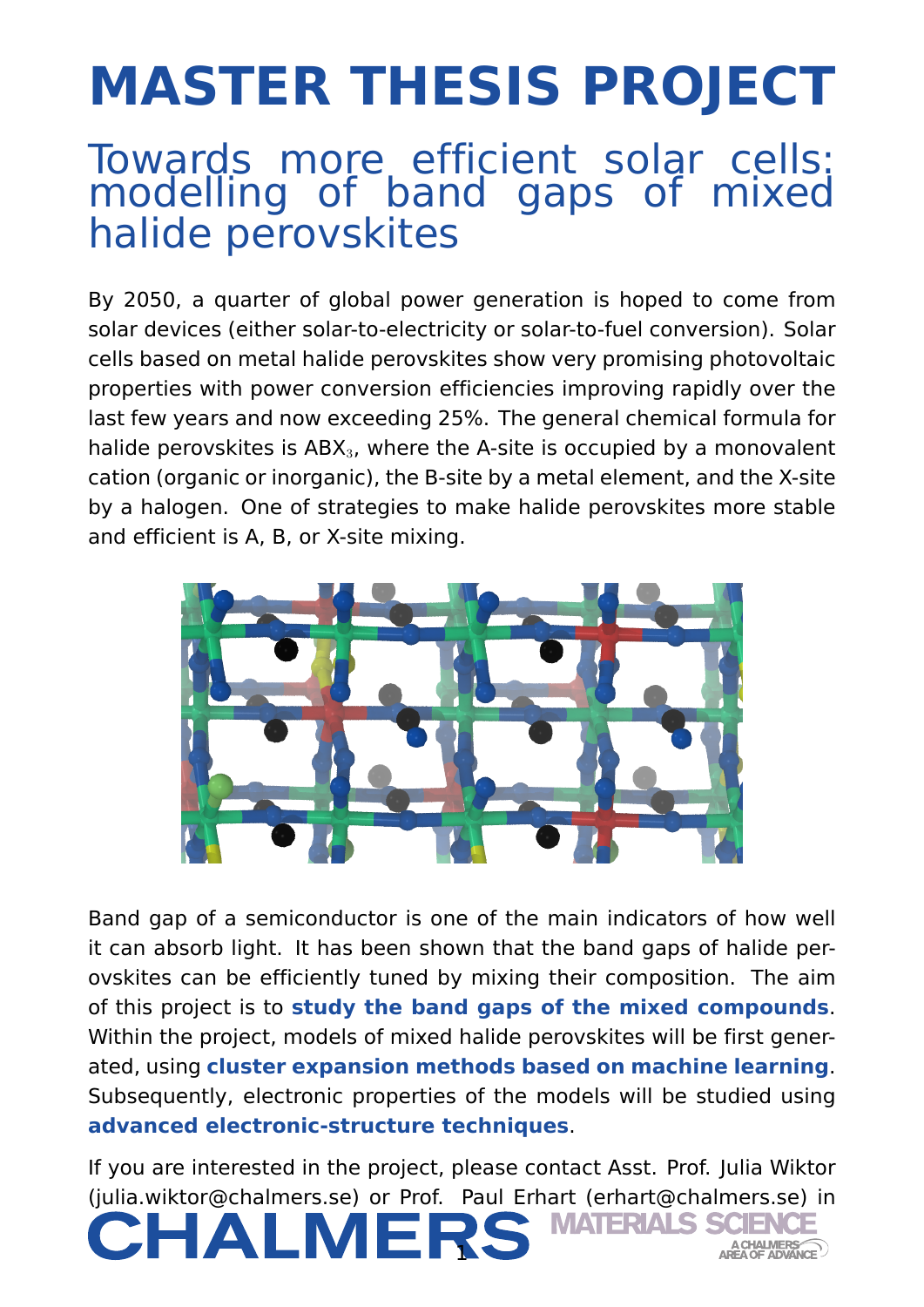# MASTER THESIS PROJECT

## Towards more efficient solar cells: modelling of band gaps of mixed halide perovskites

By 2050, a quarter of global power generation is hoped to come from solar devices (either solar-to-electricity or solar-to-fuel conversion). Solar cells based on metal halide perovskites show very promising photovoltaic properties with power conversion efficiencies improving rapidly over the last few years and now exceeding 25%. The general chemical formula for halide perovskites is $ABX_3$, where the A-site is occupied by a monovalent cation (organic or inorganic), the B-site by a metal element, and the X-site by a halogen. One of strategies to make halide perovskites more stable and efficient is A, B, or X-site mixing.

Band gap of a semiconductor is one of the main indicators of how well it can absorb light. It has been shown that the band gaps of halide perovskites can be efficiently tuned by mixing their composition. The aim of this project is to **study the band gaps of the mixed compounds**. Within the project, models of mixed halide perovskites will be first generated, using **cluster expansion methods based on machine learning**. Subsequently, electronic properties of the models will be studied using **advanced electronic-structure techniques**.

If you are interested in the project, please contact Asst. Prof. Julia Wiktor (julia.wiktor@chalmers.se) or Prof. Paul Erhart (erhart@chalmers.se) in

CHALMERS MATERIALS SCIENCE A CHALMERS AREA OF ADVANCE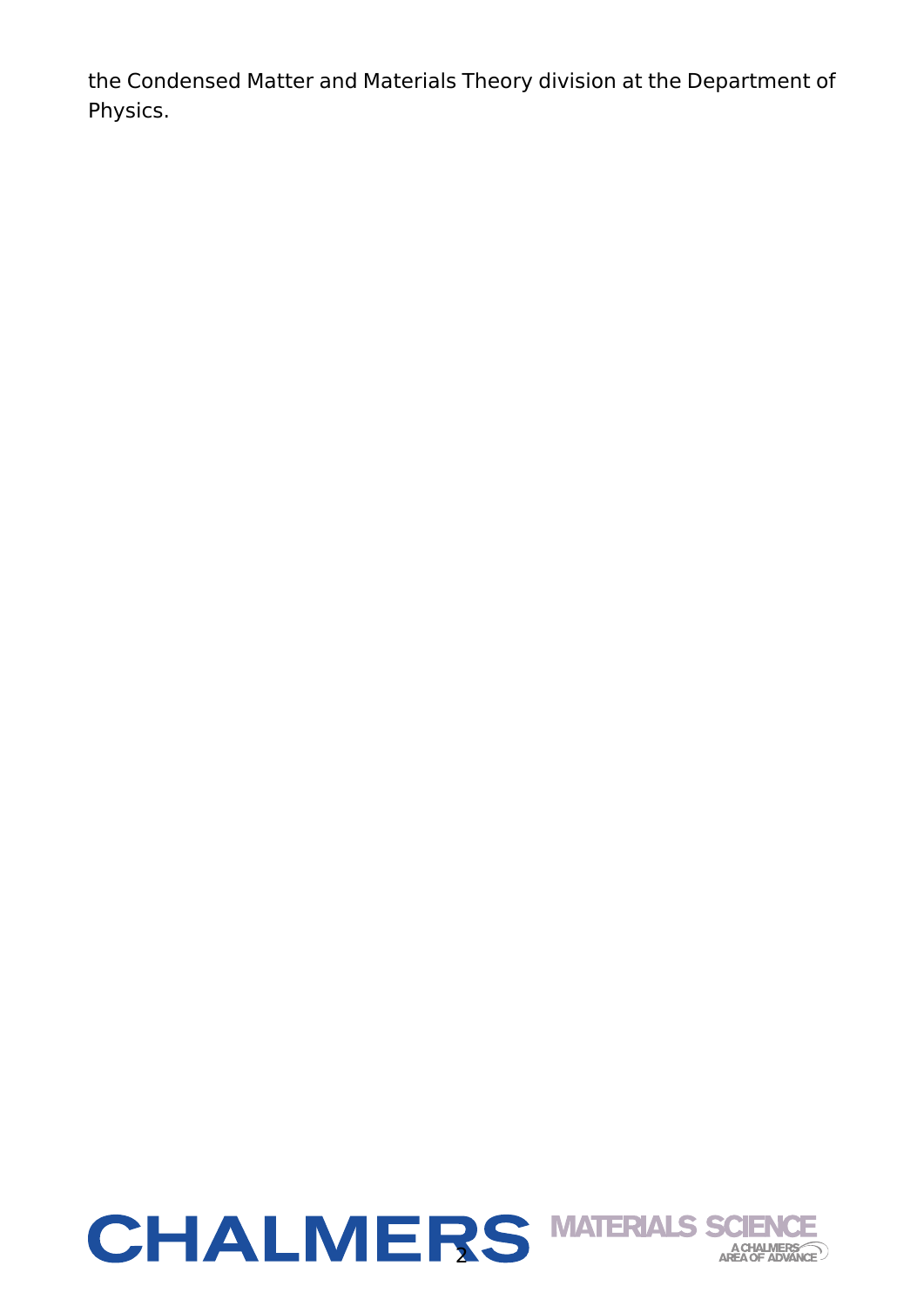the Condensed Matter and Materials Theory division at the Department of Physics.